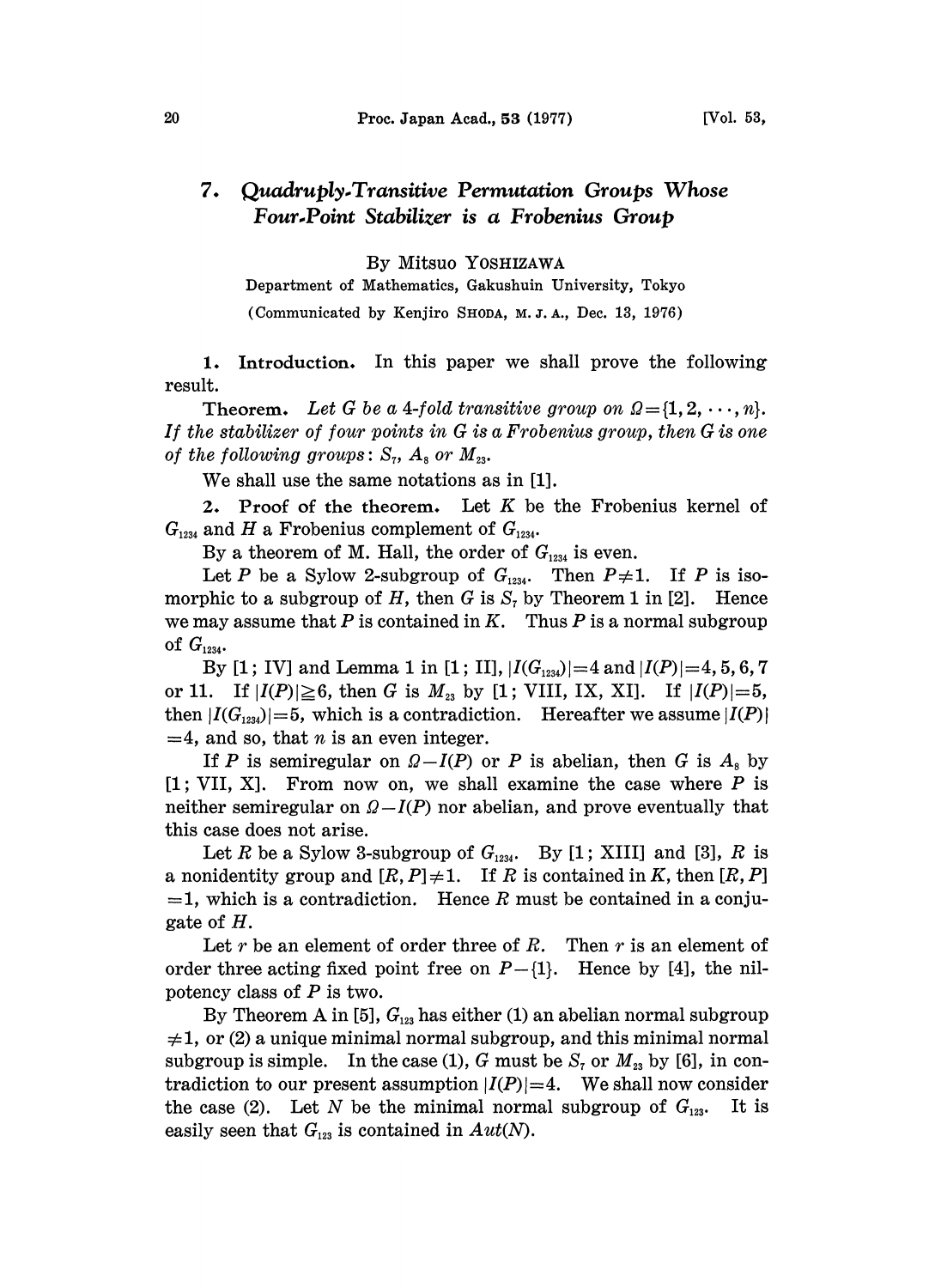# 7. *Quadruply-Transitive Permutation Groups Whose Four-Point Stabilizer is a Frobenius Group*

By Mitsuo YOSHIZAWA

Department of Mathematics, Gakushuin University, Tokyo

(Communicated by Kenjiro SHODA, M. J. A., Dec. 13, 1976)

**1. Introduction.** In this paper we shall prove the following result.

**Theorem.** *Let $G$ be a 4-fold transitive group on $\Omega=\{1, 2, \cdots, n\}$. If the stabilizer of four points in $G$ is a Frobenius group, then $G$ is one of the following groups: $S_7$, $A_8$ or $M_{23}$.*

We shall use the same notations as in [1].

**2. Proof of the theorem.** Let $K$ be the Frobenius kernel of $G_{1234}$ and $H$ a Frobenius complement of $G_{1234}$.

By a theorem of M. Hall, the order of $G_{1234}$ is even.

Let $P$ be a Sylow 2-subgroup of $G_{1234}$. Then $P\neq 1$. If $P$ is isomorphic to a subgroup of $H$, then $G$ is $S_7$ by Theorem 1 in [2]. Hence we may assume that $P$ is contained in $K$. Thus $P$ is a normal subgroup of $G_{1234}$.

By [1; IV] and Lemma 1 in [1; II], $|I(G_{1234})|=4$ and $|I(P)|=4, 5, 6, 7$ or 11. If $|I(P)|\geqq 6$, then $G$ is $M_{23}$ by [1; VIII, IX, XI]. If $|I(P)|=5$, then $|I(G_{1234})|=5$, which is a contradiction. Hereafter we assume $|I(P)|=4$, and so, that $n$ is an even integer.

If $P$ is semiregular on $\Omega-I(P)$ or $P$ is abelian, then $G$ is $A_8$ by [1; VII, X]. From now on, we shall examine the case where $P$ is neither semiregular on $\Omega-I(P)$ nor abelian, and prove eventually that this case does not arise.

Let $R$ be a Sylow 3-subgroup of $G_{1234}$. By [1; XIII] and [3], $R$ is a nonidentity group and $[R, P]\neq 1$. If $R$ is contained in $K$, then $[R, P]=1$, which is a contradiction. Hence $R$ must be contained in a conjugate of $H$.

Let $r$ be an element of order three of $R$. Then $r$ is an element of order three acting fixed point free on $P-\{1\}$. Hence by [4], the nilpotency class of $P$ is two.

By Theorem A in [5], $G_{123}$ has either (1) an abelian normal subgroup $\neq 1$, or (2) a unique minimal normal subgroup, and this minimal normal subgroup is simple. In the case (1), $G$ must be $S_7$ or $M_{23}$ by [6], in contradiction to our present assumption $|I(P)|=4$. We shall now consider the case (2). Let $N$ be the minimal normal subgroup of $G_{123}$. It is easily seen that $G_{123}$ is contained in $Aut(N)$.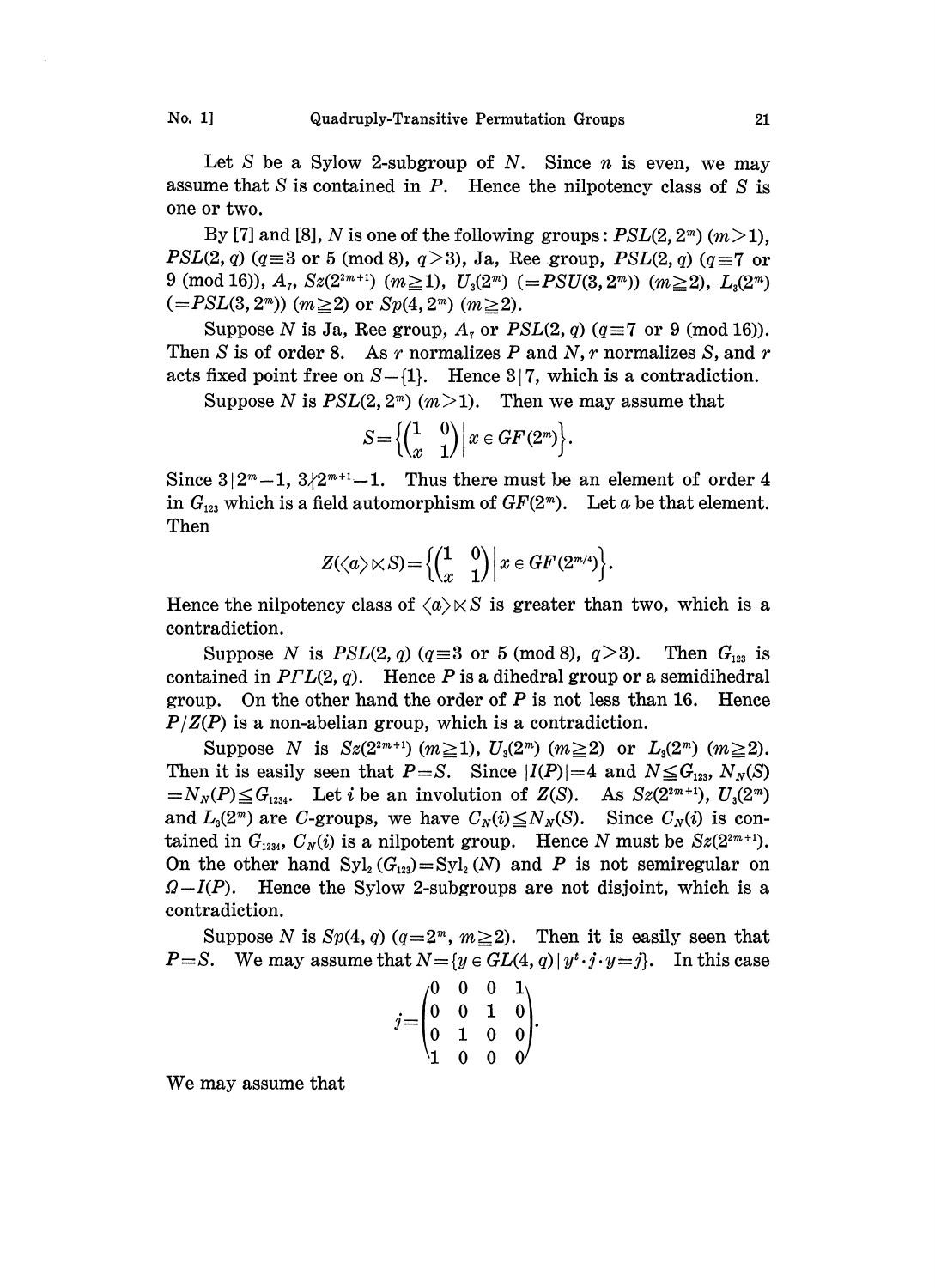Let $S$ be a Sylow 2-subgroup of $N$. Since $n$ is even, we may assume that $S$ is contained in $P$. Hence the nilpotency class of $S$ is one or two.

By [7] and [8], $N$ is one of the following groups: $PSL(2, 2^m)$ $(m>1)$, $PSL(2, q)$ $(q\equiv 3 \text{ or } 5 \pmod 8,\ q>3)$, Ja, Ree group, $PSL(2, q)$ $(q\equiv 7 \text{ or } 9 \pmod{16})$, $A_7$, $Sz(2^{2m+1})$ $(m\geqq 1)$, $U_3(2^m)$ $(=PSU(3, 2^m))$ $(m\geqq 2)$, $L_3(2^m)$ $(=PSL(3, 2^m))$ $(m\geqq 2)$ or $Sp(4, 2^m)$ $(m\geqq 2)$.

Suppose $N$ is Ja, Ree group, $A_7$ or $PSL(2, q)$ $(q\equiv 7 \text{ or } 9 \pmod{16})$. Then $S$ is of order 8. As $r$ normalizes $P$ and $N$, $r$ normalizes $S$, and $r$ acts fixed point free on $S-\{1\}$. Hence $3\,|\,7$, which is a contradiction.

Suppose $N$ is $PSL(2, 2^m)$ $(m>1)$. Then we may assume that

$$S=\left\{\begin{pmatrix}1 & 0\\ x & 1\end{pmatrix}\middle|\, x\in GF(2^m)\right\}.$$

Since $3\,|\,2^m-1$, $3\nmid 2^{m+1}-1$. Thus there must be an element of order 4 in $G_{123}$ which is a field automorphism of $GF(2^m)$. Let $a$ be that element. Then

$$Z(\langle a\rangle\ltimes S)=\left\{\begin{pmatrix}1 & 0\\ x & 1\end{pmatrix}\middle|\, x\in GF(2^{m/4})\right\}.$$

Hence the nilpotency class of $\langle a\rangle\ltimes S$ is greater than two, which is a contradiction.

Suppose $N$ is $PSL(2, q)$ $(q\equiv 3 \text{ or } 5 \pmod 8,\ q>3)$. Then $G_{123}$ is contained in $P\Gamma L(2, q)$. Hence $P$ is a dihedral group or a semidihedral group. On the other hand the order of $P$ is not less than 16. Hence $P/Z(P)$ is a non-abelian group, which is a contradiction.

Suppose $N$ is $Sz(2^{2m+1})$ $(m\geqq 1)$, $U_3(2^m)$ $(m\geqq 2)$ or $L_3(2^m)$ $(m\geqq 2)$. Then it is easily seen that $P=S$. Since $|I(P)|=4$ and $N\leqq G_{123}$, $N_N(S)=N_N(P)\leqq G_{1234}$. Let $i$ be an involution of $Z(S)$. As $Sz(2^{2m+1})$, $U_3(2^m)$ and $L_3(2^m)$ are $C$-groups, we have $C_N(i)\leqq N_N(S)$. Since $C_N(i)$ is contained in $G_{1234}$, $C_N(i)$ is a nilpotent group. Hence $N$ must be $Sz(2^{2m+1})$. On the other hand $\mathrm{Syl}_2(G_{123})=\mathrm{Syl}_2(N)$ and $P$ is not semiregular on $\Omega-I(P)$. Hence the Sylow 2-subgroups are not disjoint, which is a contradiction.

Suppose $N$ is $Sp(4, q)$ $(q=2^m,\ m\geqq 2)$. Then it is easily seen that $P=S$. We may assume that $N=\{y\in GL(4, q)\,|\, y^t\cdot j\cdot y=j\}$. In this case

$$j=\begin{pmatrix}0 & 0 & 0 & 1\\ 0 & 0 & 1 & 0\\ 0 & 1 & 0 & 0\\ 1 & 0 & 0 & 0\end{pmatrix}.$$

We may assume that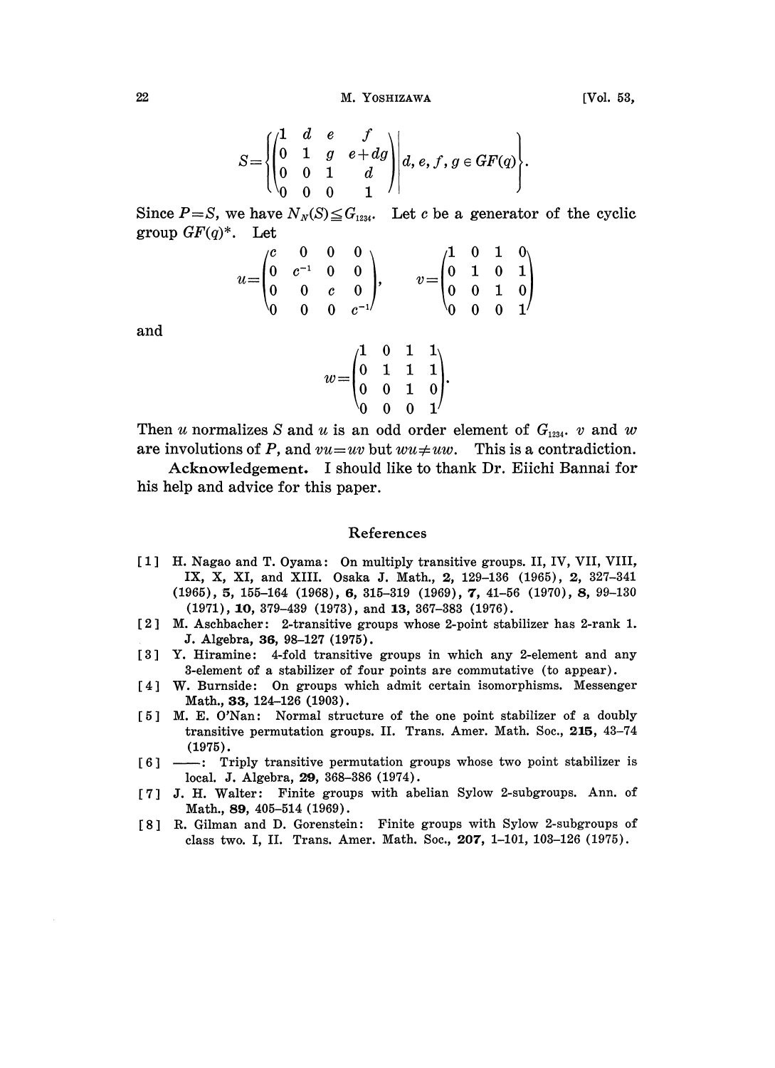$$S=\left\{\begin{pmatrix}1 & d & e & f \\ 0 & 1 & g & e+dg \\ 0 & 0 & 1 & d \\ 0 & 0 & 0 & 1\end{pmatrix} \middle|\, d, e, f, g \in GF(q)\right\}.$$

Since $P=S$, we have $N_N(S) \leqq G_{1234}$. Let $c$ be a generator of the cyclic group $GF(q)^*$. Let

$$u=\begin{pmatrix}c & 0 & 0 & 0 \\ 0 & c^{-1} & 0 & 0 \\ 0 & 0 & c & 0 \\ 0 & 0 & 0 & c^{-1}\end{pmatrix}, \qquad v=\begin{pmatrix}1 & 0 & 1 & 0 \\ 0 & 1 & 0 & 1 \\ 0 & 0 & 1 & 0 \\ 0 & 0 & 0 & 1\end{pmatrix}$$

and

$$w=\begin{pmatrix}1 & 0 & 1 & 1 \\ 0 & 1 & 1 & 1 \\ 0 & 0 & 1 & 0 \\ 0 & 0 & 0 & 1\end{pmatrix}.$$

Then $u$ normalizes $S$ and $u$ is an odd order element of $G_{1234}$. $v$ and $w$ are involutions of $P$, and $vu=uv$ but $wu \neq uw$. This is a contradiction.

**Acknowledgement.** I should like to thank Dr. Eiichi Bannai for his help and advice for this paper.

## References

[1] H. Nagao and T. Oyama: On multiply transitive groups. II, IV, VII, VIII, IX, X, XI, and XIII. Osaka J. Math., **2**, 129–136 (1965), **2**, 327–341 (1965), **5**, 155–164 (1968), **6**, 315–319 (1969), **7**, 41–56 (1970), **8**, 99–130 (1971), **10**, 379–439 (1973), and **13**, 367–383 (1976).

[2] M. Aschbacher: 2-transitive groups whose 2-point stabilizer has 2-rank 1. J. Algebra, **36**, 98–127 (1975).

[3] Y. Hiramine: 4-fold transitive groups in which any 2-element and any 3-element of a stabilizer of four points are commutative (to appear).

[4] W. Burnside: On groups which admit certain isomorphisms. Messenger Math., **33**, 124–126 (1903).

[5] M. E. O'Nan: Normal structure of the one point stabilizer of a doubly transitive permutation groups. II. Trans. Amer. Math. Soc., **215**, 43–74 (1975).

[6] ——: Triply transitive permutation groups whose two point stabilizer is local. J. Algebra, **29**, 368–386 (1974).

[7] J. H. Walter: Finite groups with abelian Sylow 2-subgroups. Ann. of Math., **89**, 405–514 (1969).

[8] R. Gilman and D. Gorenstein: Finite groups with Sylow 2-subgroups of class two. I, II. Trans. Amer. Math. Soc., **207**, 1–101, 103–126 (1975).